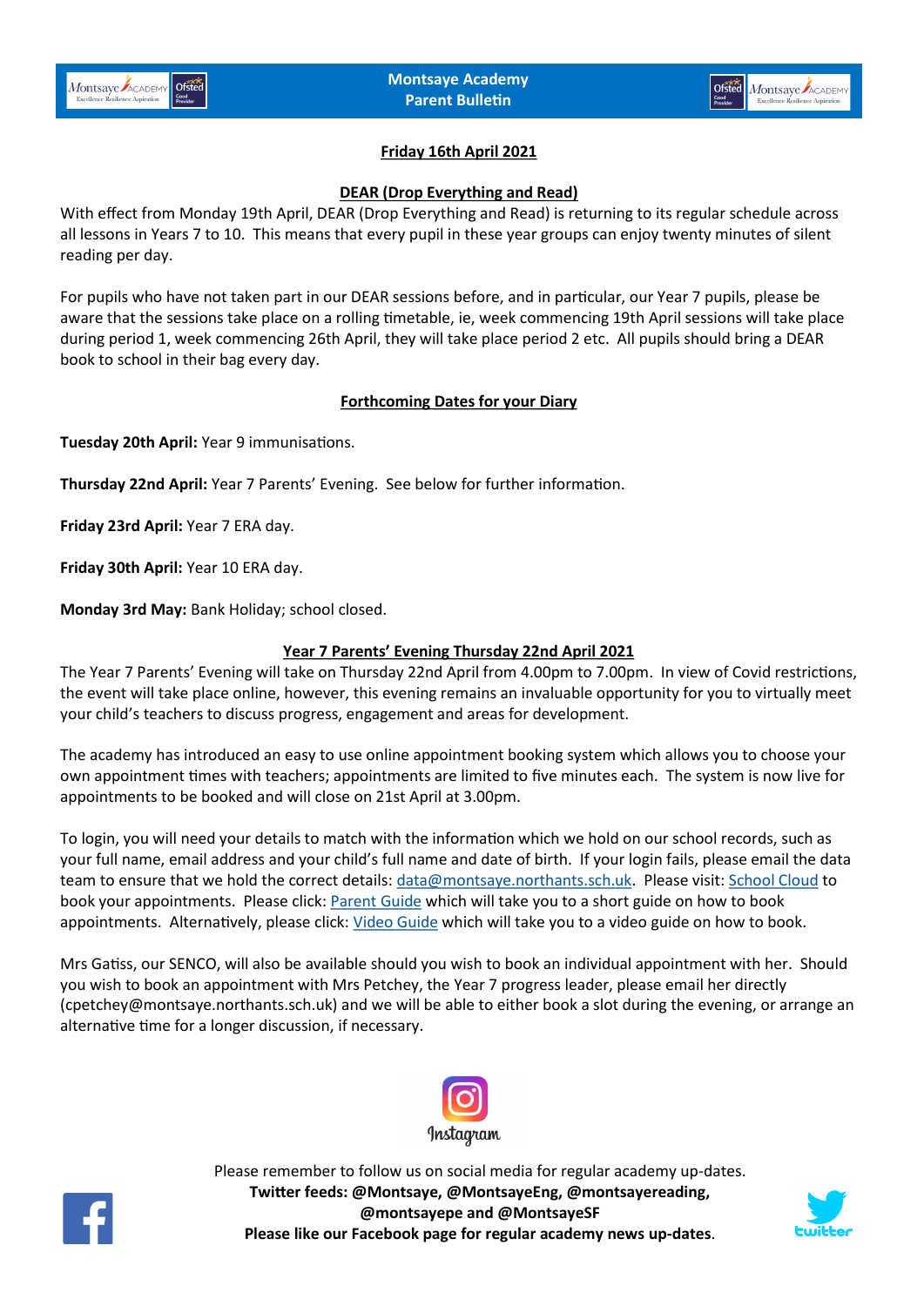# Montsaye Academy Parent Bulletin

**Friday 16th April 2021**

## DEAR (Drop Everything and Read)

With effect from Monday 19th April, DEAR (Drop Everything and Read) is returning to its regular schedule across all lessons in Years 7 to 10. This means that every pupil in these year groups can enjoy twenty minutes of silent reading per day.

For pupils who have not taken part in our DEAR sessions before, and in particular, our Year 7 pupils, please be aware that the sessions take place on a rolling timetable, ie, week commencing 19th April sessions will take place during period 1, week commencing 26th April, they will take place period 2 etc. All pupils should bring a DEAR book to school in their bag every day.

## Forthcoming Dates for your Diary

**Tuesday 20th April:** Year 9 immunisations.

**Thursday 22nd April:** Year 7 Parents' Evening. See below for further information.

**Friday 23rd April:** Year 7 ERA day.

**Friday 30th April:** Year 10 ERA day.

**Monday 3rd May:** Bank Holiday; school closed.

## Year 7 Parents' Evening Thursday 22nd April 2021

The Year 7 Parents' Evening will take on Thursday 22nd April from 4.00pm to 7.00pm. In view of Covid restrictions, the event will take place online, however, this evening remains an invaluable opportunity for you to virtually meet your child's teachers to discuss progress, engagement and areas for development.

The academy has introduced an easy to use online appointment booking system which allows you to choose your own appointment times with teachers; appointments are limited to five minutes each. The system is now live for appointments to be booked and will close on 21st April at 3.00pm.

To login, you will need your details to match with the information which we hold on our school records, such as your full name, email address and your child's full name and date of birth. If your login fails, please email the data team to ensure that we hold the correct details: data@montsaye.northants.sch.uk. Please visit: School Cloud to book your appointments. Please click: Parent Guide which will take you to a short guide on how to book appointments. Alternatively, please click: Video Guide which will take you to a video guide on how to book.

Mrs Gatiss, our SENCO, will also be available should you wish to book an individual appointment with her. Should you wish to book an appointment with Mrs Petchey, the Year 7 progress leader, please email her directly (cpetchey@montsaye.northants.sch.uk) and we will be able to either book a slot during the evening, or arrange an alternative time for a longer discussion, if necessary.

Please remember to follow us on social media for regular academy up-dates.
**Twitter feeds: @Montsaye, @MontsayeEng, @montsayereading, @montsayepe and @MontsayeSF**
**Please like our Facebook page for regular academy news up-dates**.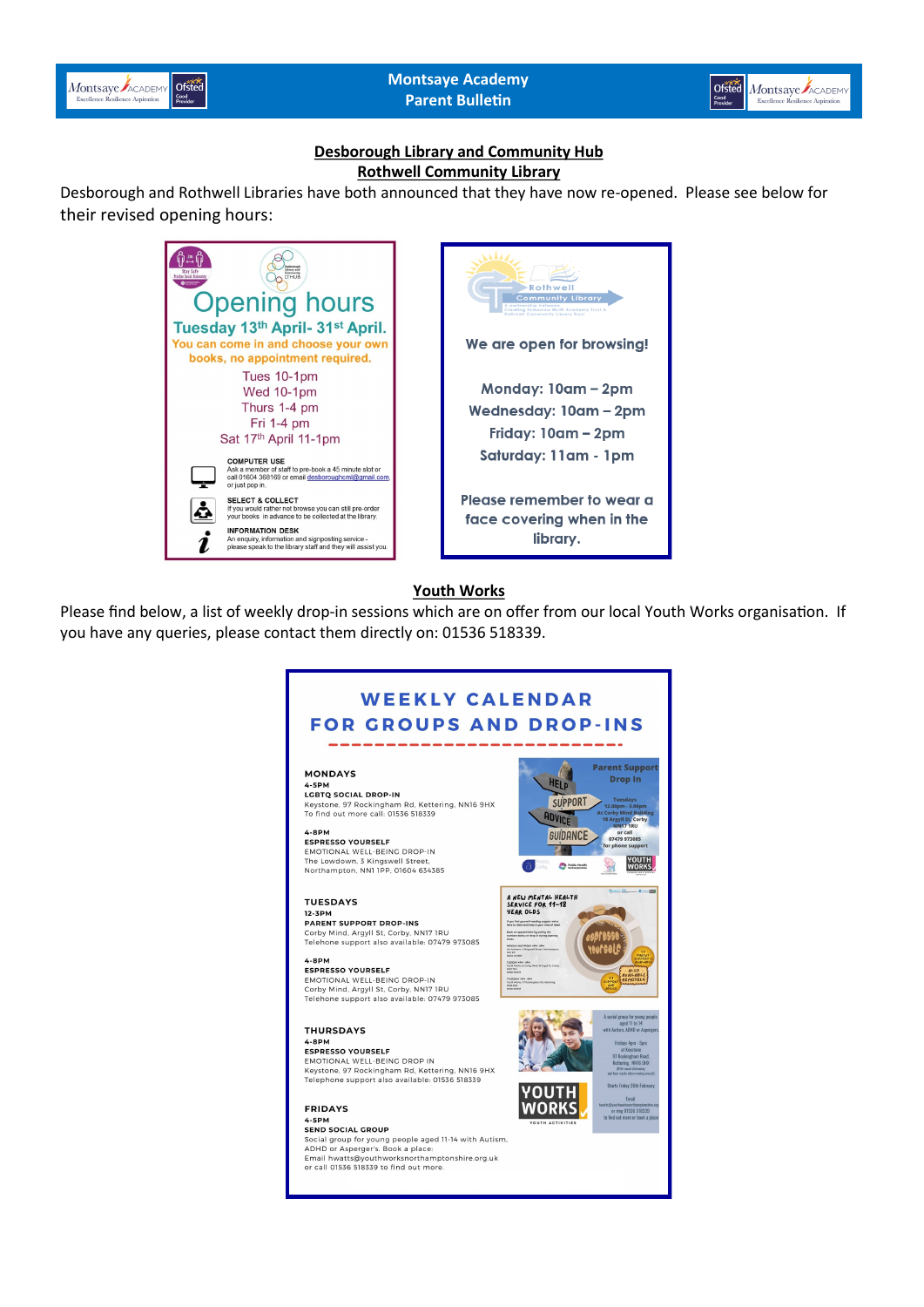## Desborough Library and Community Hub
## Rothwell Community Library

Desborough and Rothwell Libraries have both announced that they have now re-opened. Please see below for their revised opening hours:

**Opening hours**

**Tuesday 13th April- 31st April.**

**You can come in and choose your own books, no appointment required.**

Tues 10-1pm
Wed 10-1pm
Thurs 1-4 pm
Fri 1-4 pm
Sat 17th April 11-1pm

**COMPUTER USE**
Ask a member of staff to pre-book a 45 minute slot or call 01604 368169 or email desboroughcml@gmail.com or just pop in.

**SELECT & COLLECT**
If you would rather not browse you can still pre-order your books in advance to be collected at the library.

**INFORMATION DESK**
An enquiry, information and signposting service - please speak to the library staff and they will assist you.

**Rothwell Community Library**

**We are open for browsing!**

Monday: 10am – 2pm
Wednesday: 10am – 2pm
Friday: 10am – 2pm
Saturday: 11am - 1pm

Please remember to wear a face covering when in the library.

## Youth Works

Please find below, a list of weekly drop-in sessions which are on offer from our local Youth Works organisation. If you have any queries, please contact them directly on: 01536 518339.

**WEEKLY CALENDAR FOR GROUPS AND DROP-INS**

**MONDAYS**

**4-5PM**
**LGBTQ SOCIAL DROP-IN**
Keystone, 97 Rockingham Rd, Kettering, NN16 9HX
To find out more call: 01536 518339

**4-8PM**
**ESPRESSO YOURSELF**
EMOTIONAL WELL-BEING DROP-IN
The Lowdown, 3 Kingswell Street, Northampton, NN1 1PP, 01604 634385

**TUESDAYS**

**12-3PM**
**PARENT SUPPORT DROP-INS**
Corby Mind, Argyll St, Corby, NN17 1RU
Telephone support also available: 07479 973085

**4-8PM**
**ESPRESSO YOURSELF**
EMOTIONAL WELL-BEING DROP-IN
Corby Mind, Argyll St, Corby, NN17 1RU
Telephone support also available: 07479 973085

**THURSDAYS**

**4-8PM**
**ESPRESSO YOURSELF**
EMOTIONAL WELL-BEING DROP IN
Keystone, 97 Rockingham Rd, Kettering, NN16 9HX
Telephone support also available: 01536 518339

**FRIDAYS**

**4-5PM**
**SEND SOCIAL GROUP**
Social group for young people aged 11-14 with Autism, ADHD or Asperger's. Book a place:
Email hwatts@youthworksnorthamptonshire.org.uk
or call 01536 518339 to find out more.

Parent Support Drop In
Tuesdays 12.00pm - 3.00pm At Corby Mind Building 18 Argyll St, Corby NN17 1RU
or call 07479 973085 for phone support

A NEW MENTAL HEALTH SERVICE FOR 11-18 YEAR OLDS

YOUTH WORKS